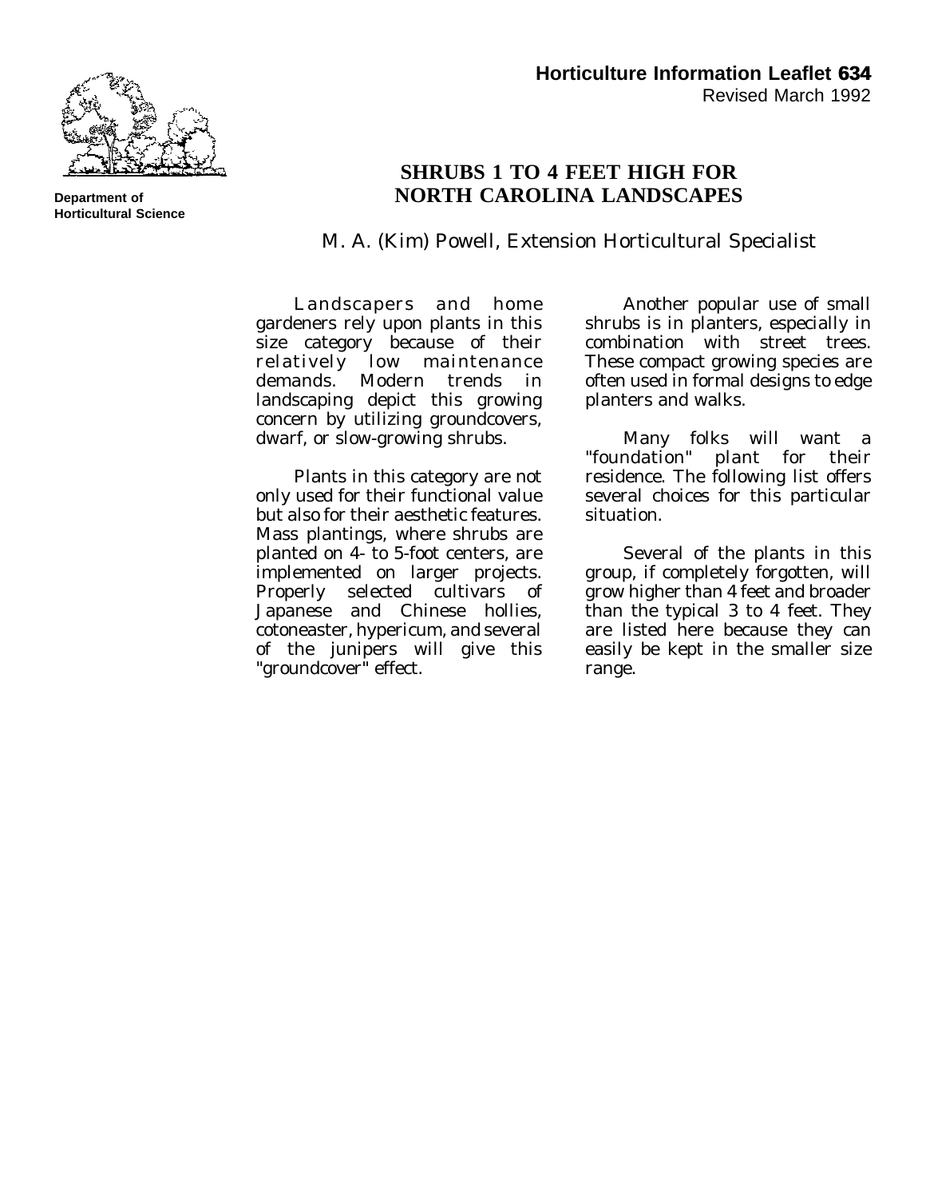Department of Horticultural Science

**Horticulture Information Leaflet 634**
Revised March 1992

# SHRUBS 1 TO 4 FEET HIGH FOR NORTH CAROLINA LANDSCAPES

M. A. (Kim) Powell, Extension Horticultural Specialist

Landscapers and home gardeners rely upon plants in this size category because of their relatively low maintenance demands. Modern trends in landscaping depict this growing concern by utilizing groundcovers, dwarf, or slow-growing shrubs.

Plants in this category are not only used for their functional value but also for their aesthetic features. Mass plantings, where shrubs are planted on 4- to 5-foot centers, are implemented on larger projects. Properly selected cultivars of Japanese and Chinese hollies, cotoneaster, hypericum, and several of the junipers will give this "groundcover" effect.

Another popular use of small shrubs is in planters, especially in combination with street trees. These compact growing species are often used in formal designs to edge planters and walks.

Many folks will want a "foundation" plant for their residence. The following list offers several choices for this particular situation.

Several of the plants in this group, if completely forgotten, will grow higher than 4 feet and broader than the typical 3 to 4 feet. They are listed here because they can easily be kept in the smaller size range.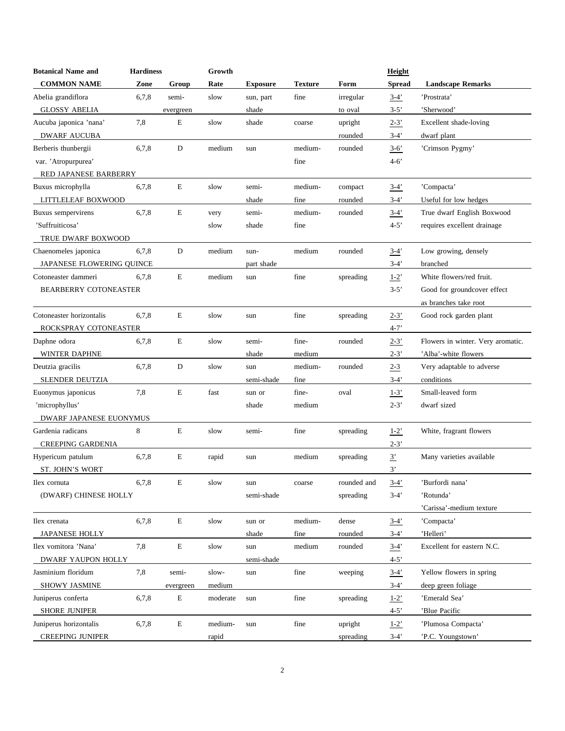| Botanical Name and COMMON NAME | Hardiness Zone | Group | Growth Rate | Exposure | Texture | Form | Height Spread | Landscape Remarks |
|---|---|---|---|---|---|---|---|---|
| Abelia grandiflora GLOSSY ABELIA | 6,7,8 | semi-evergreen | slow | sun, part shade | fine | irregular to oval | 3-4' 3-5' | 'Prostrata' 'Sherwood' |
| Aucuba japonica 'nana' DWARF AUCUBA | 7,8 | E | slow | shade | coarse | upright rounded | 2-3' 3-4' | Excellent shade-loving dwarf plant |
| Berberis thunbergii var. 'Atropurpurea' RED JAPANESE BARBERRY | 6,7,8 | D | medium | sun | medium-fine | rounded | 3-6' 4-6' | 'Crimson Pygmy' |
| Buxus microphylla LITTLELEAF BOXWOOD | 6,7,8 | E | slow | semi-shade | medium-fine | compact rounded | 3-4' 3-4' | 'Compacta' Useful for low hedges |
| Buxus sempervirens 'Suffruiticosa' TRUE DWARF BOXWOOD | 6,7,8 | E | very slow | semi-shade | medium-fine | rounded | 3-4' 4-5' | True dwarf English Boxwood requires excellent drainage |
| Chaenomeles japonica JAPANESE FLOWERING QUINCE | 6,7,8 | D | medium | sun-part shade | medium | rounded | 3-4' 3-4' | Low growing, densely branched |
| Cotoneaster dammeri BEARBERRY COTONEASTER | 6,7,8 | E | medium | sun | fine | spreading | 1-2' 3-5' | White flowers/red fruit. Good for groundcover effect as branches take root |
| Cotoneaster horizontalis ROCKSPRAY COTONEASTER | 6,7,8 | E | slow | sun | fine | spreading | 2-3' 4-7' | Good rock garden plant |
| Daphne odora WINTER DAPHNE | 6,7,8 | E | slow | semi-shade | fine-medium | rounded | 2-3' 2-3' | Flowers in winter. Very aromatic. 'Alba'-white flowers |
| Deutzia gracilis SLENDER DEUTZIA | 6,7,8 | D | slow | sun semi-shade | medium-fine | rounded | 2-3 3-4' | Very adaptable to adverse conditions |
| Euonymus japonicus 'microphyllus' DWARF JAPANESE EUONYMUS | 7,8 | E | fast | sun or shade | fine-medium | oval | 1-3' 2-3' | Small-leaved form dwarf sized |
| Gardenia radicans CREEPING GARDENIA | 8 | E | slow | semi- | fine | spreading | 1-2' 2-3' | White, fragrant flowers |
| Hypericum patulum ST. JOHN'S WORT | 6,7,8 | E | rapid | sun | medium | spreading | 3' 3' | Many varieties available |
| Ilex cornuta (DWARF) CHINESE HOLLY | 6,7,8 | E | slow | sun semi-shade | coarse | rounded and spreading | 3-4' 3-4' | 'Burfordi nana' 'Rotunda' 'Carissa'-medium texture |
| Ilex crenata JAPANESE HOLLY | 6,7,8 | E | slow | sun or shade | medium-fine | dense rounded | 3-4' 3-4' | 'Compacta' 'Helleri' |
| Ilex vomitora 'Nana' DWARF YAUPON HOLLY | 7,8 | E | slow | sun semi-shade | medium | rounded | 3-4' 4-5' | Excellent for eastern N.C. |
| Jasminium floridum SHOWY JASMINE | 7,8 | semi-evergreen | slow-medium | sun | fine | weeping | 3-4' 3-4' | Yellow flowers in spring deep green foliage |
| Juniperus conferta SHORE JUNIPER | 6,7,8 | E | moderate | sun | fine | spreading | 1-2' 4-5' | 'Emerald Sea' 'Blue Pacific |
| Juniperus horizontalis CREEPING JUNIPER | 6,7,8 | E | medium-rapid | sun | fine | upright spreading | 1-2' 3-4' | 'Plumosa Compacta' 'P.C. Youngstown' |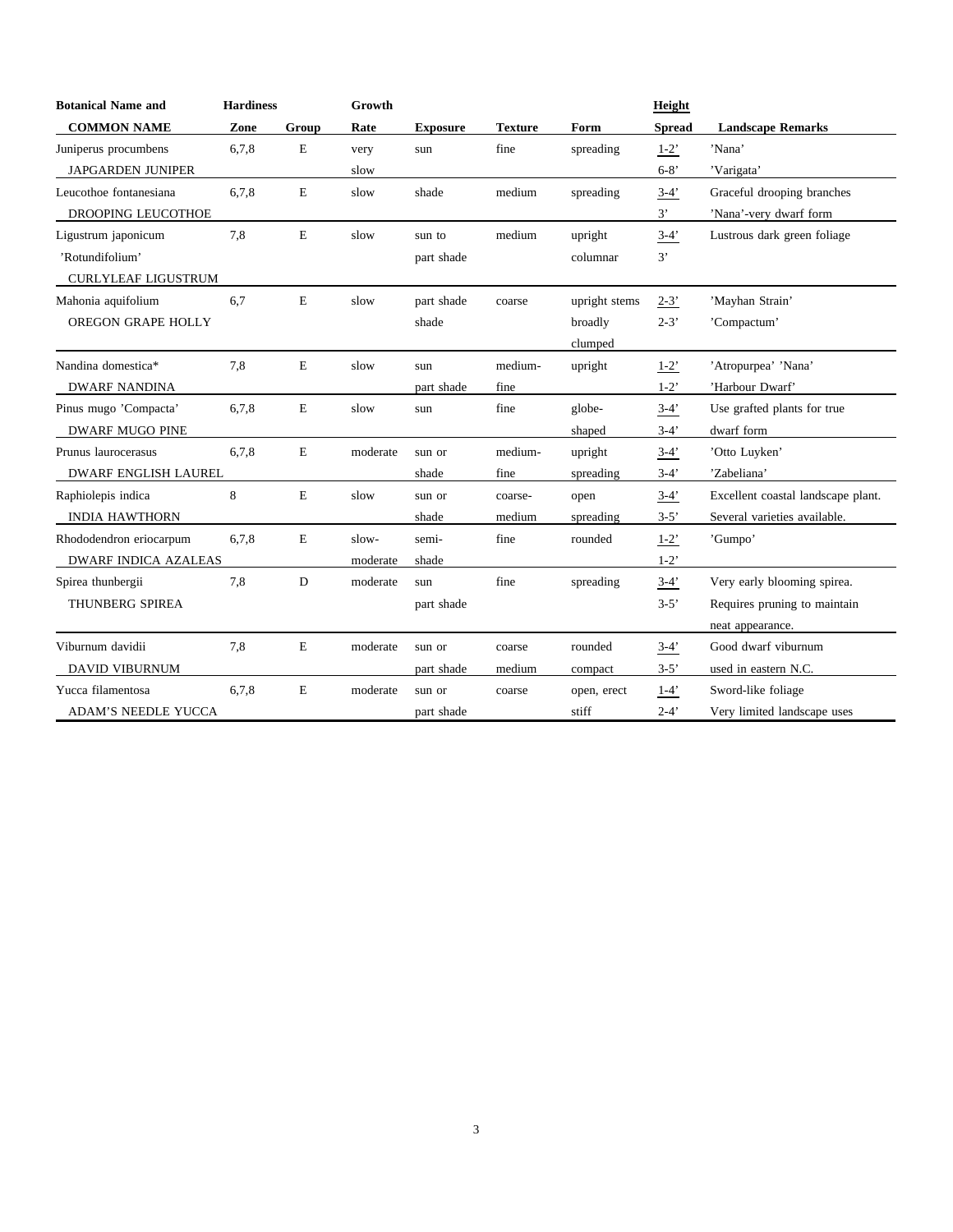| Botanical Name and COMMON NAME | Hardiness Zone | Group | Growth Rate | Exposure | Texture | Form | Height Spread | Landscape Remarks |
|---|---|---|---|---|---|---|---|---|
| Juniperus procumbens JAPGARDEN JUNIPER | 6,7,8 | E | very slow | sun | fine | spreading | 1-2' 6-8' | 'Nana' 'Varigata' |
| Leucothoe fontanesiana DROOPING LEUCOTHOE | 6,7,8 | E | slow | shade | medium | spreading | 3-4' 3' | Graceful drooping branches 'Nana'-very dwarf form |
| Ligustrum japonicum 'Rotundifolium' CURLYLEAF LIGUSTRUM | 7,8 | E | slow | sun to part shade | medium | upright columnar | 3-4' 3' | Lustrous dark green foliage |
| Mahonia aquifolium OREGON GRAPE HOLLY | 6,7 | E | slow | part shade shade | coarse | upright stems broadly clumped | 2-3' 2-3' | 'Mayhan Strain' 'Compactum' |
| Nandina domestica* DWARF NANDINA | 7,8 | E | slow | sun part shade | medium-fine | upright | 1-2' 1-2' | 'Atropurpea' 'Nana' 'Harbour Dwarf' |
| Pinus mugo 'Compacta' DWARF MUGO PINE | 6,7,8 | E | slow | sun | fine | globe-shaped | 3-4' 3-4' | Use grafted plants for true dwarf form |
| Prunus laurocerasus DWARF ENGLISH LAUREL | 6,7,8 | E | moderate | sun or shade | medium-fine | upright spreading | 3-4' 3-4' | 'Otto Luyken' 'Zabeliana' |
| Raphiolepis indica INDIA HAWTHORN | 8 | E | slow | sun or shade | coarse-medium | open spreading | 3-4' 3-5' | Excellent coastal landscape plant. Several varieties available. |
| Rhododendron eriocarpum DWARF INDICA AZALEAS | 6,7,8 | E | slow-moderate | semi-shade | fine | rounded | 1-2' 1-2' | 'Gumpo' |
| Spirea thunbergii THUNBERG SPIREA | 7,8 | D | moderate | sun part shade | fine | spreading | 3-4' 3-5' | Very early blooming spirea. Requires pruning to maintain neat appearance. |
| Viburnum davidii DAVID VIBURNUM | 7,8 | E | moderate | sun or part shade | coarse medium | rounded compact | 3-4' 3-5' | Good dwarf viburnum used in eastern N.C. |
| Yucca filamentosa ADAM'S NEEDLE YUCCA | 6,7,8 | E | moderate | sun or part shade | coarse | open, erect stiff | 1-4' 2-4' | Sword-like foliage Very limited landscape uses |